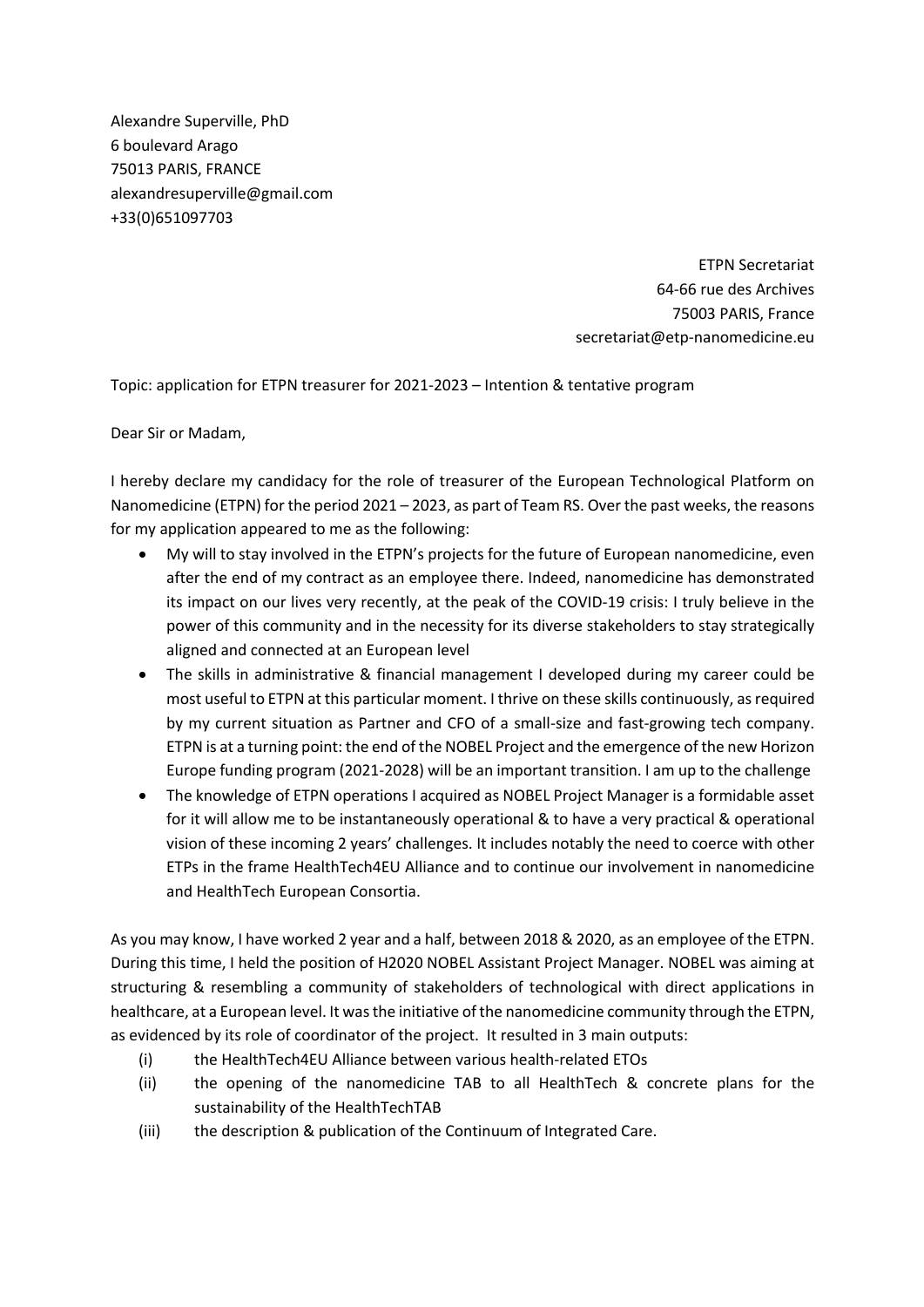Alexandre Superville, PhD
6 boulevard Arago
75013 PARIS, FRANCE
alexandresuperville@gmail.com
+33(0)651097703

ETPN Secretariat
64-66 rue des Archives
75003 PARIS, France
secretariat@etp-nanomedicine.eu

Topic: application for ETPN treasurer for 2021-2023 – Intention & tentative program

Dear Sir or Madam,

I hereby declare my candidacy for the role of treasurer of the European Technological Platform on Nanomedicine (ETPN) for the period 2021 – 2023, as part of Team RS. Over the past weeks, the reasons for my application appeared to me as the following:

- My will to stay involved in the ETPN's projects for the future of European nanomedicine, even after the end of my contract as an employee there. Indeed, nanomedicine has demonstrated its impact on our lives very recently, at the peak of the COVID-19 crisis: I truly believe in the power of this community and in the necessity for its diverse stakeholders to stay strategically aligned and connected at an European level
- The skills in administrative & financial management I developed during my career could be most useful to ETPN at this particular moment. I thrive on these skills continuously, as required by my current situation as Partner and CFO of a small-size and fast-growing tech company. ETPN is at a turning point: the end of the NOBEL Project and the emergence of the new Horizon Europe funding program (2021-2028) will be an important transition. I am up to the challenge
- The knowledge of ETPN operations I acquired as NOBEL Project Manager is a formidable asset for it will allow me to be instantaneously operational & to have a very practical & operational vision of these incoming 2 years' challenges. It includes notably the need to coerce with other ETPs in the frame HealthTech4EU Alliance and to continue our involvement in nanomedicine and HealthTech European Consortia.

As you may know, I have worked 2 year and a half, between 2018 & 2020, as an employee of the ETPN. During this time, I held the position of H2020 NOBEL Assistant Project Manager. NOBEL was aiming at structuring & resembling a community of stakeholders of technological with direct applications in healthcare, at a European level. It was the initiative of the nanomedicine community through the ETPN, as evidenced by its role of coordinator of the project. It resulted in 3 main outputs:

(i) the HealthTech4EU Alliance between various health-related ETOs
(ii) the opening of the nanomedicine TAB to all HealthTech & concrete plans for the sustainability of the HealthTechTAB
(iii) the description & publication of the Continuum of Integrated Care.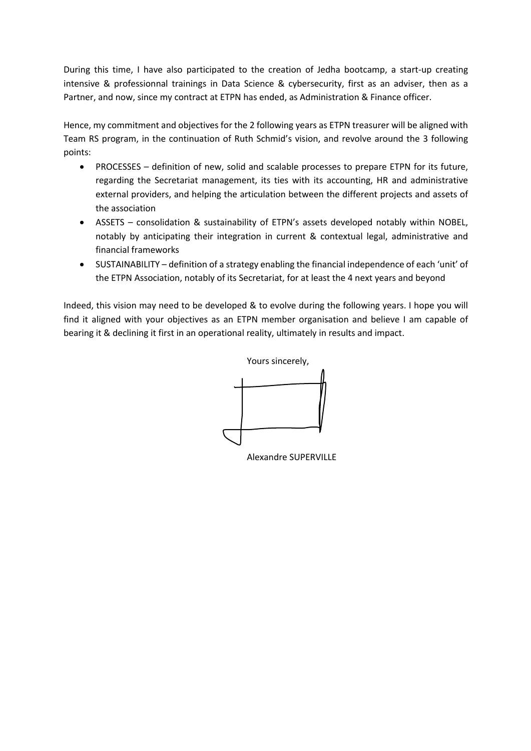During this time, I have also participated to the creation of Jedha bootcamp, a start-up creating intensive & professionnal trainings in Data Science & cybersecurity, first as an adviser, then as a Partner, and now, since my contract at ETPN has ended, as Administration & Finance officer.

Hence, my commitment and objectives for the 2 following years as ETPN treasurer will be aligned with Team RS program, in the continuation of Ruth Schmid's vision, and revolve around the 3 following points:

- PROCESSES – definition of new, solid and scalable processes to prepare ETPN for its future, regarding the Secretariat management, its ties with its accounting, HR and administrative external providers, and helping the articulation between the different projects and assets of the association
- ASSETS – consolidation & sustainability of ETPN's assets developed notably within NOBEL, notably by anticipating their integration in current & contextual legal, administrative and financial frameworks
- SUSTAINABILITY – definition of a strategy enabling the financial independence of each 'unit' of the ETPN Association, notably of its Secretariat, for at least the 4 next years and beyond

Indeed, this vision may need to be developed & to evolve during the following years. I hope you will find it aligned with your objectives as an ETPN member organisation and believe I am capable of bearing it & declining it first in an operational reality, ultimately in results and impact.

Yours sincerely,

Alexandre SUPERVILLE